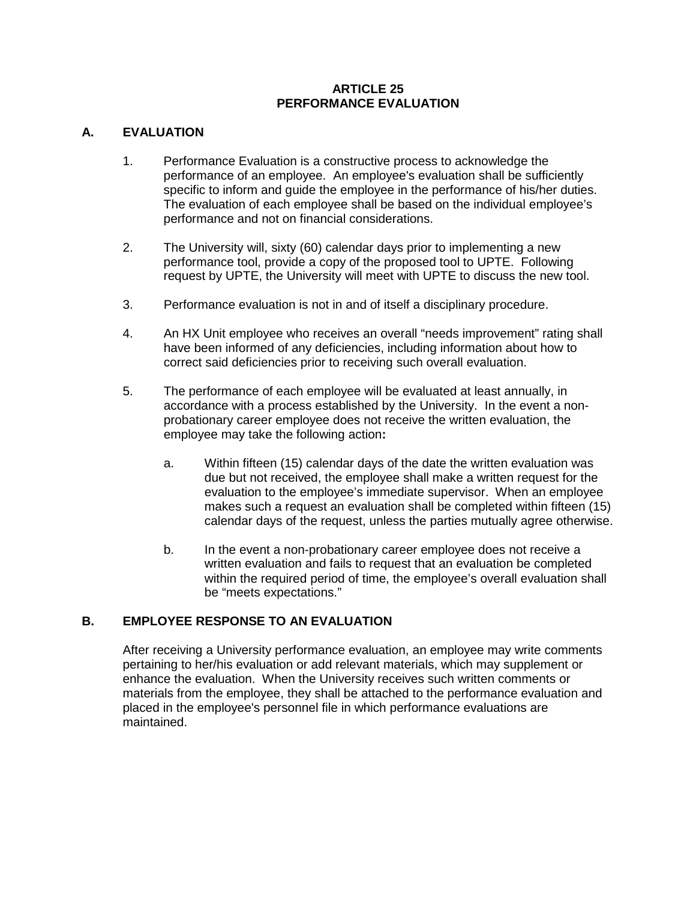# ARTICLE 25
# PERFORMANCE EVALUATION

## A. EVALUATION

1. Performance Evaluation is a constructive process to acknowledge the performance of an employee. An employee's evaluation shall be sufficiently specific to inform and guide the employee in the performance of his/her duties. The evaluation of each employee shall be based on the individual employee's performance and not on financial considerations.

2. The University will, sixty (60) calendar days prior to implementing a new performance tool, provide a copy of the proposed tool to UPTE. Following request by UPTE, the University will meet with UPTE to discuss the new tool.

3. Performance evaluation is not in and of itself a disciplinary procedure.

4. An HX Unit employee who receives an overall "needs improvement" rating shall have been informed of any deficiencies, including information about how to correct said deficiencies prior to receiving such overall evaluation.

5. The performance of each employee will be evaluated at least annually, in accordance with a process established by the University. In the event a non-probationary career employee does not receive the written evaluation, the employee may take the following action**:**

   a. Within fifteen (15) calendar days of the date the written evaluation was due but not received, the employee shall make a written request for the evaluation to the employee's immediate supervisor. When an employee makes such a request an evaluation shall be completed within fifteen (15) calendar days of the request, unless the parties mutually agree otherwise.

   b. In the event a non-probationary career employee does not receive a written evaluation and fails to request that an evaluation be completed within the required period of time, the employee's overall evaluation shall be "meets expectations."

## B. EMPLOYEE RESPONSE TO AN EVALUATION

After receiving a University performance evaluation, an employee may write comments pertaining to her/his evaluation or add relevant materials, which may supplement or enhance the evaluation. When the University receives such written comments or materials from the employee, they shall be attached to the performance evaluation and placed in the employee's personnel file in which performance evaluations are maintained.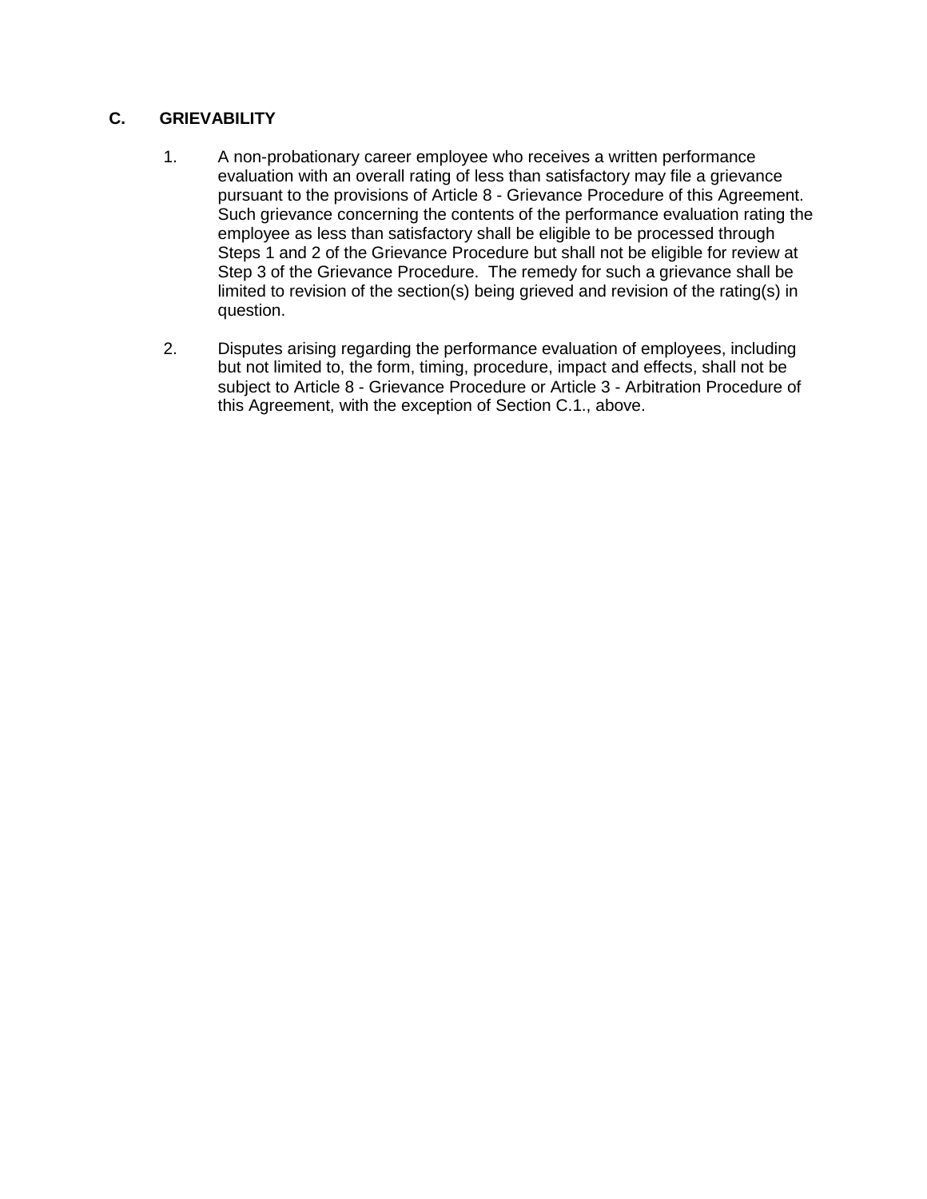## C. GRIEVABILITY

1. A non-probationary career employee who receives a written performance evaluation with an overall rating of less than satisfactory may file a grievance pursuant to the provisions of Article 8 - Grievance Procedure of this Agreement. Such grievance concerning the contents of the performance evaluation rating the employee as less than satisfactory shall be eligible to be processed through Steps 1 and 2 of the Grievance Procedure but shall not be eligible for review at Step 3 of the Grievance Procedure. The remedy for such a grievance shall be limited to revision of the section(s) being grieved and revision of the rating(s) in question.

2. Disputes arising regarding the performance evaluation of employees, including but not limited to, the form, timing, procedure, impact and effects, shall not be subject to Article 8 - Grievance Procedure or Article 3 - Arbitration Procedure of this Agreement, with the exception of Section C.1., above.